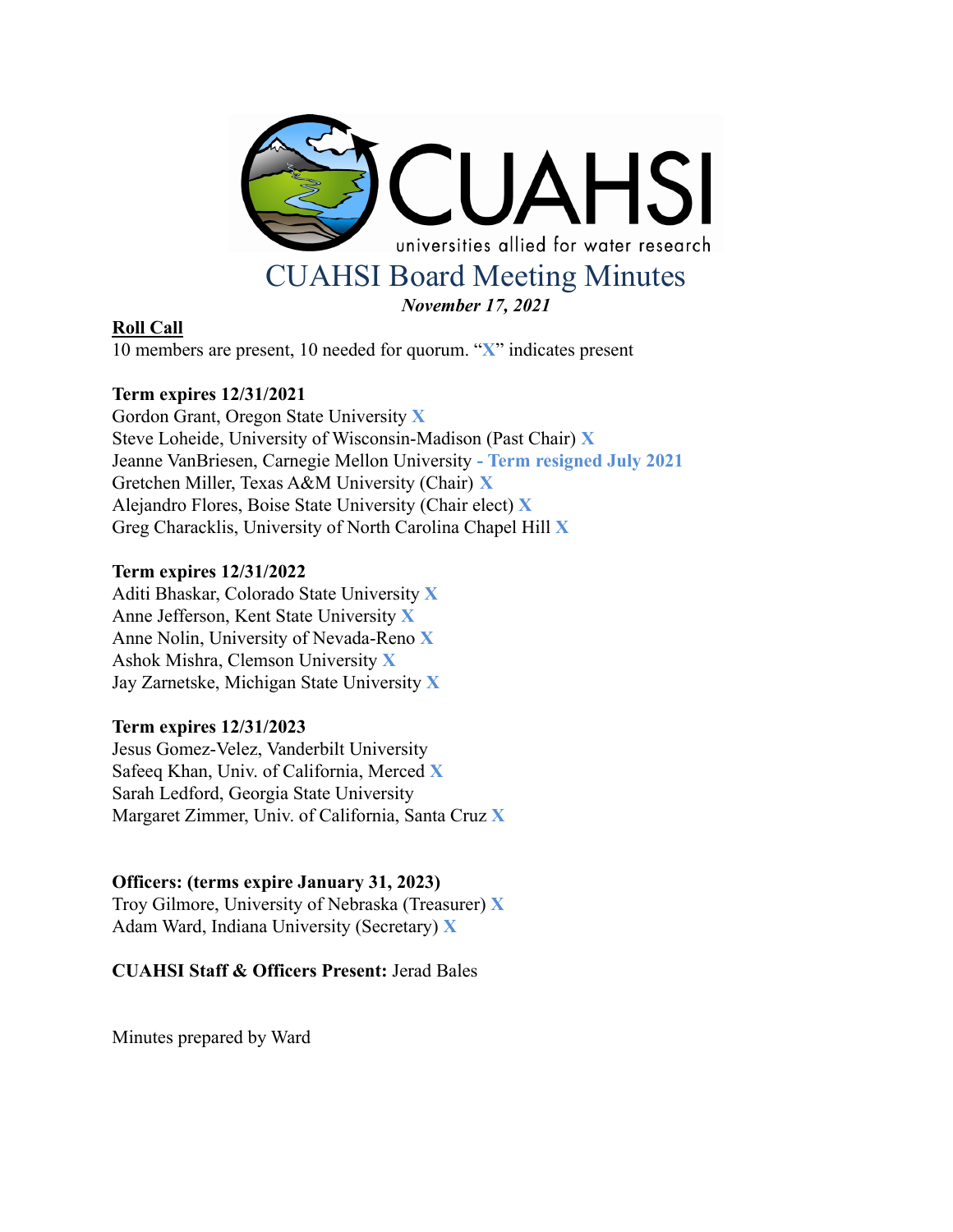# CUAHSI Board Meeting Minutes

*November 17, 2021*

**Roll Call**

10 members are present, 10 needed for quorum. "**X**" indicates present

**Term expires 12/31/2021**

Gordon Grant, Oregon State University **X**
Steve Loheide, University of Wisconsin-Madison (Past Chair) **X**
Jeanne VanBriesen, Carnegie Mellon University **- Term resigned July 2021**
Gretchen Miller, Texas A&M University (Chair) **X**
Alejandro Flores, Boise State University (Chair elect) **X**
Greg Characklis, University of North Carolina Chapel Hill **X**

**Term expires 12/31/2022**

Aditi Bhaskar, Colorado State University **X**
Anne Jefferson, Kent State University **X**
Anne Nolin, University of Nevada-Reno **X**
Ashok Mishra, Clemson University **X**
Jay Zarnetske, Michigan State University **X**

**Term expires 12/31/2023**

Jesus Gomez-Velez, Vanderbilt University
Safeeq Khan, Univ. of California, Merced **X**
Sarah Ledford, Georgia State University
Margaret Zimmer, Univ. of California, Santa Cruz **X**

**Officers: (terms expire January 31, 2023)**

Troy Gilmore, University of Nebraska (Treasurer) **X**
Adam Ward, Indiana University (Secretary) **X**

**CUAHSI Staff & Officers Present:** Jerad Bales

Minutes prepared by Ward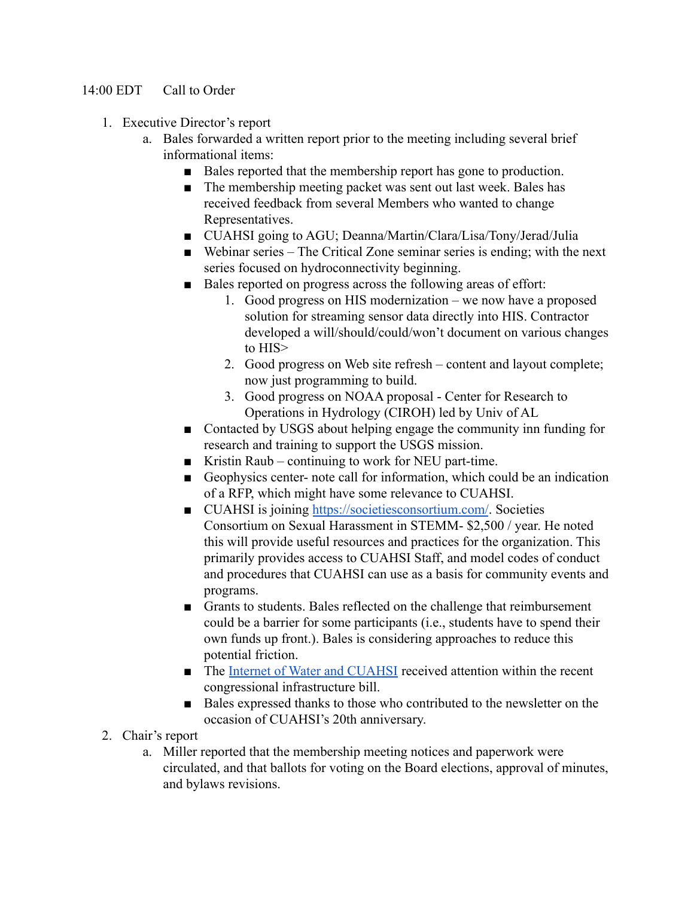14:00 EDT Call to Order

1. Executive Director's report
   a. Bales forwarded a written report prior to the meeting including several brief informational items:
      - Bales reported that the membership report has gone to production.
      - The membership meeting packet was sent out last week. Bales has received feedback from several Members who wanted to change Representatives.
      - CUAHSI going to AGU; Deanna/Martin/Clara/Lisa/Tony/Jerad/Julia
      - Webinar series – The Critical Zone seminar series is ending; with the next series focused on hydroconnectivity beginning.
      - Bales reported on progress across the following areas of effort:
         1. Good progress on HIS modernization – we now have a proposed solution for streaming sensor data directly into HIS. Contractor developed a will/should/could/won't document on various changes to HIS>
         2. Good progress on Web site refresh – content and layout complete; now just programming to build.
         3. Good progress on NOAA proposal - Center for Research to Operations in Hydrology (CIROH) led by Univ of AL
      - Contacted by USGS about helping engage the community inn funding for research and training to support the USGS mission.
      - Kristin Raub – continuing to work for NEU part-time.
      - Geophysics center- note call for information, which could be an indication of a RFP, which might have some relevance to CUAHSI.
      - CUAHSI is joining [https://societiesconsortium.com/](https://societiesconsortium.com/). Societies Consortium on Sexual Harassment in STEMM- $2,500 / year. He noted this will provide useful resources and practices for the organization. This primarily provides access to CUAHSI Staff, and model codes of conduct and procedures that CUAHSI can use as a basis for community events and programs.
      - Grants to students. Bales reflected on the challenge that reimbursement could be a barrier for some participants (i.e., students have to spend their own funds up front.). Bales is considering approaches to reduce this potential friction.
      - The [Internet of Water and CUAHSI]() received attention within the recent congressional infrastructure bill.
      - Bales expressed thanks to those who contributed to the newsletter on the occasion of CUAHSI's 20th anniversary.
2. Chair's report
   a. Miller reported that the membership meeting notices and paperwork were circulated, and that ballots for voting on the Board elections, approval of minutes, and bylaws revisions.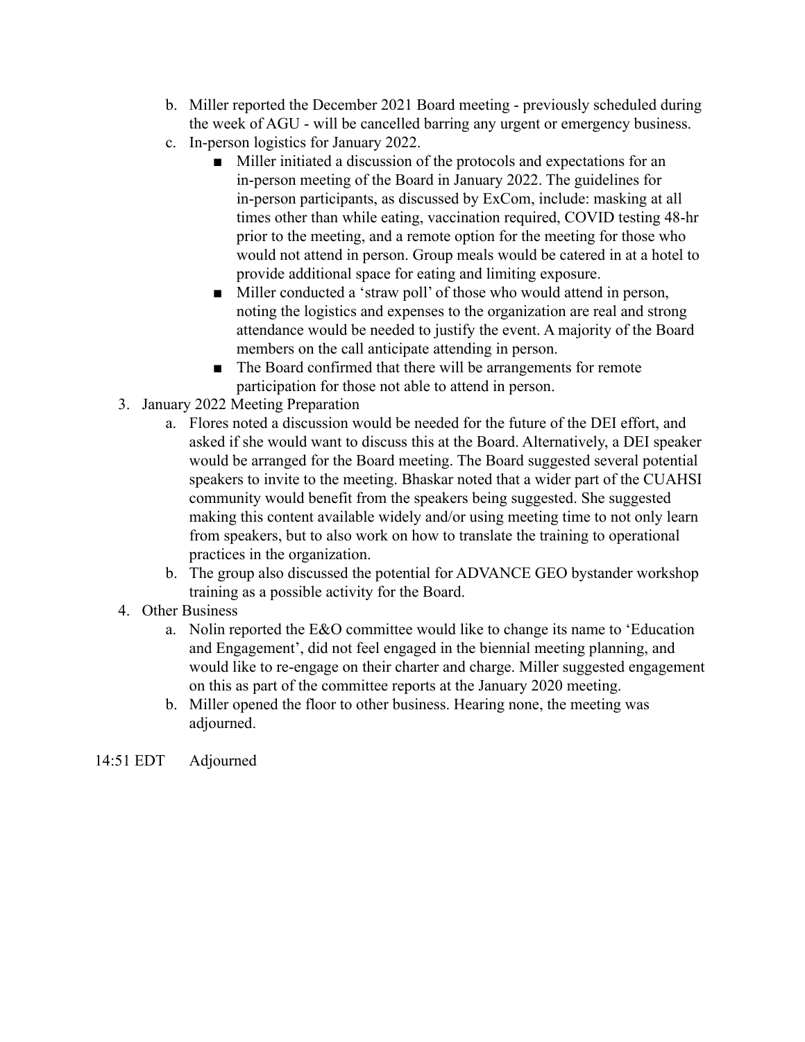b. Miller reported the December 2021 Board meeting - previously scheduled during the week of AGU - will be cancelled barring any urgent or emergency business.
   c. In-person logistics for January 2022.
      - Miller initiated a discussion of the protocols and expectations for an in-person meeting of the Board in January 2022. The guidelines for in-person participants, as discussed by ExCom, include: masking at all times other than while eating, vaccination required, COVID testing 48-hr prior to the meeting, and a remote option for the meeting for those who would not attend in person. Group meals would be catered in at a hotel to provide additional space for eating and limiting exposure.
      - Miller conducted a 'straw poll' of those who would attend in person, noting the logistics and expenses to the organization are real and strong attendance would be needed to justify the event. A majority of the Board members on the call anticipate attending in person.
      - The Board confirmed that there will be arrangements for remote participation for those not able to attend in person.

3. January 2022 Meeting Preparation
   a. Flores noted a discussion would be needed for the future of the DEI effort, and asked if she would want to discuss this at the Board. Alternatively, a DEI speaker would be arranged for the Board meeting. The Board suggested several potential speakers to invite to the meeting. Bhaskar noted that a wider part of the CUAHSI community would benefit from the speakers being suggested. She suggested making this content available widely and/or using meeting time to not only learn from speakers, but to also work on how to translate the training to operational practices in the organization.
   b. The group also discussed the potential for ADVANCE GEO bystander workshop training as a possible activity for the Board.

4. Other Business
   a. Nolin reported the E&O committee would like to change its name to 'Education and Engagement', did not feel engaged in the biennial meeting planning, and would like to re-engage on their charter and charge. Miller suggested engagement on this as part of the committee reports at the January 2020 meeting.
   b. Miller opened the floor to other business. Hearing none, the meeting was adjourned.

14:51 EDT Adjourned